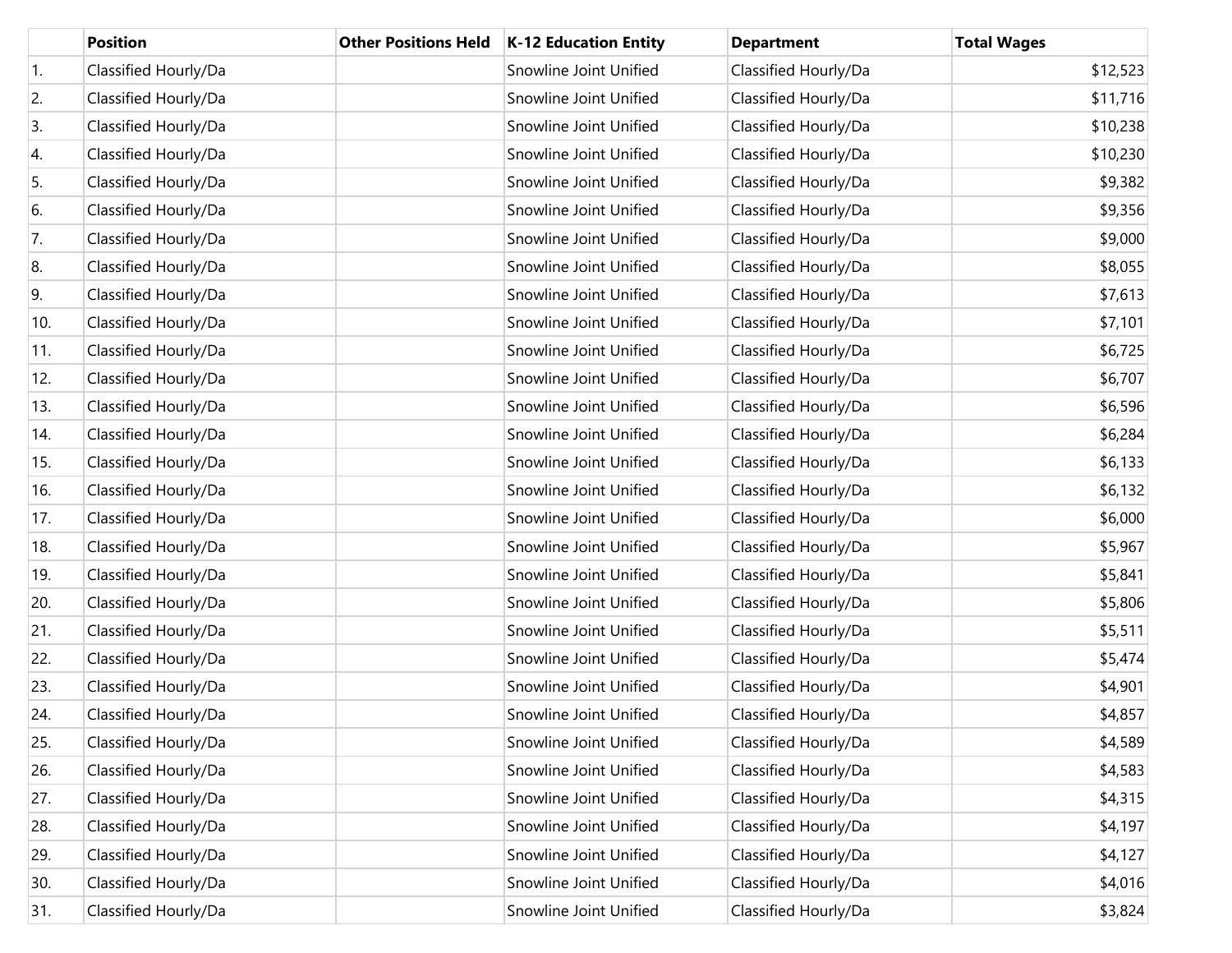| | Position | Other Positions Held | K-12 Education Entity | Department | Total Wages |
|---|---|---|---|---|---|
| 1. | Classified Hourly/Da | | Snowline Joint Unified | Classified Hourly/Da | $12,523 |
| 2. | Classified Hourly/Da | | Snowline Joint Unified | Classified Hourly/Da | $11,716 |
| 3. | Classified Hourly/Da | | Snowline Joint Unified | Classified Hourly/Da | $10,238 |
| 4. | Classified Hourly/Da | | Snowline Joint Unified | Classified Hourly/Da | $10,230 |
| 5. | Classified Hourly/Da | | Snowline Joint Unified | Classified Hourly/Da | $9,382 |
| 6. | Classified Hourly/Da | | Snowline Joint Unified | Classified Hourly/Da | $9,356 |
| 7. | Classified Hourly/Da | | Snowline Joint Unified | Classified Hourly/Da | $9,000 |
| 8. | Classified Hourly/Da | | Snowline Joint Unified | Classified Hourly/Da | $8,055 |
| 9. | Classified Hourly/Da | | Snowline Joint Unified | Classified Hourly/Da | $7,613 |
| 10. | Classified Hourly/Da | | Snowline Joint Unified | Classified Hourly/Da | $7,101 |
| 11. | Classified Hourly/Da | | Snowline Joint Unified | Classified Hourly/Da | $6,725 |
| 12. | Classified Hourly/Da | | Snowline Joint Unified | Classified Hourly/Da | $6,707 |
| 13. | Classified Hourly/Da | | Snowline Joint Unified | Classified Hourly/Da | $6,596 |
| 14. | Classified Hourly/Da | | Snowline Joint Unified | Classified Hourly/Da | $6,284 |
| 15. | Classified Hourly/Da | | Snowline Joint Unified | Classified Hourly/Da | $6,133 |
| 16. | Classified Hourly/Da | | Snowline Joint Unified | Classified Hourly/Da | $6,132 |
| 17. | Classified Hourly/Da | | Snowline Joint Unified | Classified Hourly/Da | $6,000 |
| 18. | Classified Hourly/Da | | Snowline Joint Unified | Classified Hourly/Da | $5,967 |
| 19. | Classified Hourly/Da | | Snowline Joint Unified | Classified Hourly/Da | $5,841 |
| 20. | Classified Hourly/Da | | Snowline Joint Unified | Classified Hourly/Da | $5,806 |
| 21. | Classified Hourly/Da | | Snowline Joint Unified | Classified Hourly/Da | $5,511 |
| 22. | Classified Hourly/Da | | Snowline Joint Unified | Classified Hourly/Da | $5,474 |
| 23. | Classified Hourly/Da | | Snowline Joint Unified | Classified Hourly/Da | $4,901 |
| 24. | Classified Hourly/Da | | Snowline Joint Unified | Classified Hourly/Da | $4,857 |
| 25. | Classified Hourly/Da | | Snowline Joint Unified | Classified Hourly/Da | $4,589 |
| 26. | Classified Hourly/Da | | Snowline Joint Unified | Classified Hourly/Da | $4,583 |
| 27. | Classified Hourly/Da | | Snowline Joint Unified | Classified Hourly/Da | $4,315 |
| 28. | Classified Hourly/Da | | Snowline Joint Unified | Classified Hourly/Da | $4,197 |
| 29. | Classified Hourly/Da | | Snowline Joint Unified | Classified Hourly/Da | $4,127 |
| 30. | Classified Hourly/Da | | Snowline Joint Unified | Classified Hourly/Da | $4,016 |
| 31. | Classified Hourly/Da | | Snowline Joint Unified | Classified Hourly/Da | $3,824 |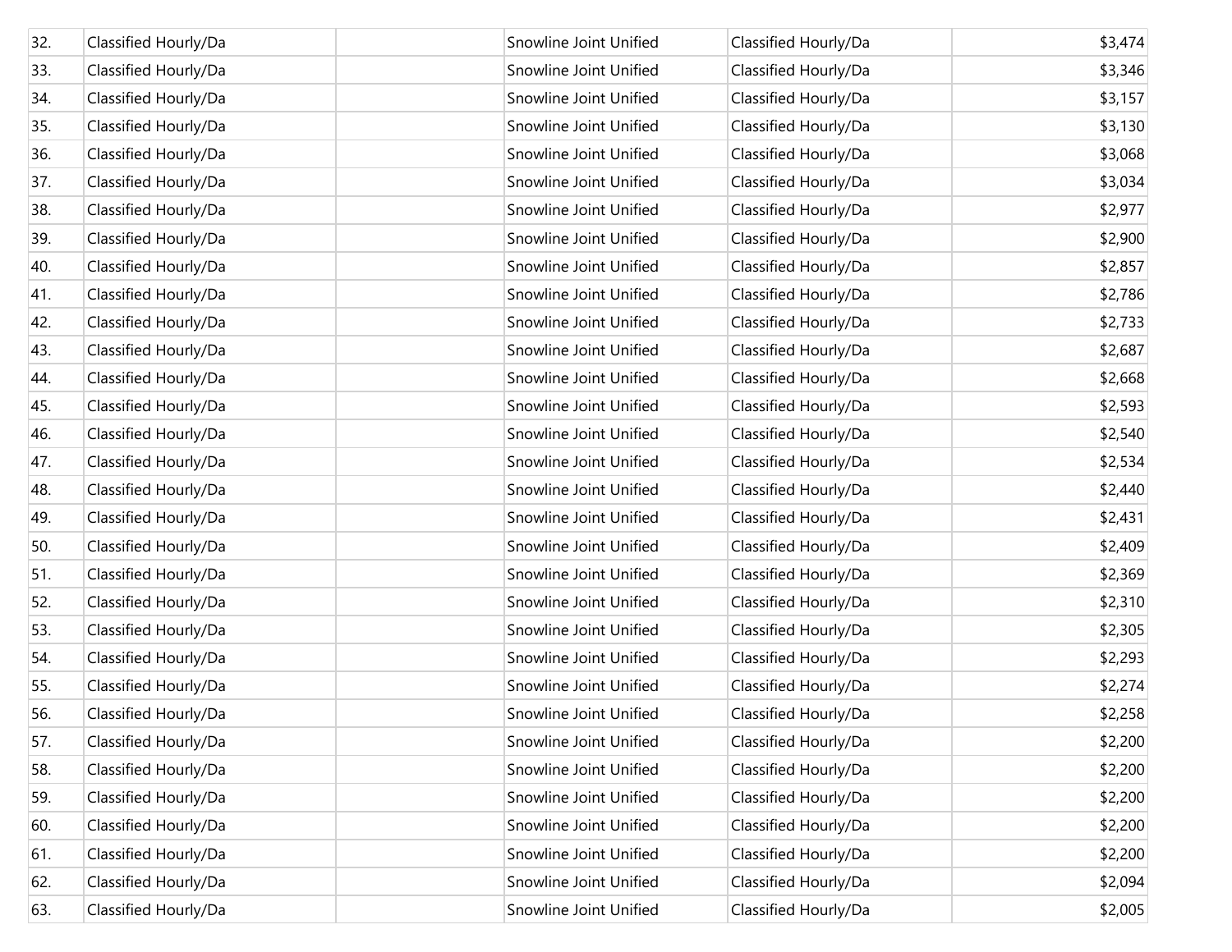| | | | | | |
|---|---|---|---|---|---|
| 32. | Classified Hourly/Da | | Snowline Joint Unified | Classified Hourly/Da | $3,474 |
| 33. | Classified Hourly/Da | | Snowline Joint Unified | Classified Hourly/Da | $3,346 |
| 34. | Classified Hourly/Da | | Snowline Joint Unified | Classified Hourly/Da | $3,157 |
| 35. | Classified Hourly/Da | | Snowline Joint Unified | Classified Hourly/Da | $3,130 |
| 36. | Classified Hourly/Da | | Snowline Joint Unified | Classified Hourly/Da | $3,068 |
| 37. | Classified Hourly/Da | | Snowline Joint Unified | Classified Hourly/Da | $3,034 |
| 38. | Classified Hourly/Da | | Snowline Joint Unified | Classified Hourly/Da | $2,977 |
| 39. | Classified Hourly/Da | | Snowline Joint Unified | Classified Hourly/Da | $2,900 |
| 40. | Classified Hourly/Da | | Snowline Joint Unified | Classified Hourly/Da | $2,857 |
| 41. | Classified Hourly/Da | | Snowline Joint Unified | Classified Hourly/Da | $2,786 |
| 42. | Classified Hourly/Da | | Snowline Joint Unified | Classified Hourly/Da | $2,733 |
| 43. | Classified Hourly/Da | | Snowline Joint Unified | Classified Hourly/Da | $2,687 |
| 44. | Classified Hourly/Da | | Snowline Joint Unified | Classified Hourly/Da | $2,668 |
| 45. | Classified Hourly/Da | | Snowline Joint Unified | Classified Hourly/Da | $2,593 |
| 46. | Classified Hourly/Da | | Snowline Joint Unified | Classified Hourly/Da | $2,540 |
| 47. | Classified Hourly/Da | | Snowline Joint Unified | Classified Hourly/Da | $2,534 |
| 48. | Classified Hourly/Da | | Snowline Joint Unified | Classified Hourly/Da | $2,440 |
| 49. | Classified Hourly/Da | | Snowline Joint Unified | Classified Hourly/Da | $2,431 |
| 50. | Classified Hourly/Da | | Snowline Joint Unified | Classified Hourly/Da | $2,409 |
| 51. | Classified Hourly/Da | | Snowline Joint Unified | Classified Hourly/Da | $2,369 |
| 52. | Classified Hourly/Da | | Snowline Joint Unified | Classified Hourly/Da | $2,310 |
| 53. | Classified Hourly/Da | | Snowline Joint Unified | Classified Hourly/Da | $2,305 |
| 54. | Classified Hourly/Da | | Snowline Joint Unified | Classified Hourly/Da | $2,293 |
| 55. | Classified Hourly/Da | | Snowline Joint Unified | Classified Hourly/Da | $2,274 |
| 56. | Classified Hourly/Da | | Snowline Joint Unified | Classified Hourly/Da | $2,258 |
| 57. | Classified Hourly/Da | | Snowline Joint Unified | Classified Hourly/Da | $2,200 |
| 58. | Classified Hourly/Da | | Snowline Joint Unified | Classified Hourly/Da | $2,200 |
| 59. | Classified Hourly/Da | | Snowline Joint Unified | Classified Hourly/Da | $2,200 |
| 60. | Classified Hourly/Da | | Snowline Joint Unified | Classified Hourly/Da | $2,200 |
| 61. | Classified Hourly/Da | | Snowline Joint Unified | Classified Hourly/Da | $2,200 |
| 62. | Classified Hourly/Da | | Snowline Joint Unified | Classified Hourly/Da | $2,094 |
| 63. | Classified Hourly/Da | | Snowline Joint Unified | Classified Hourly/Da | $2,005 |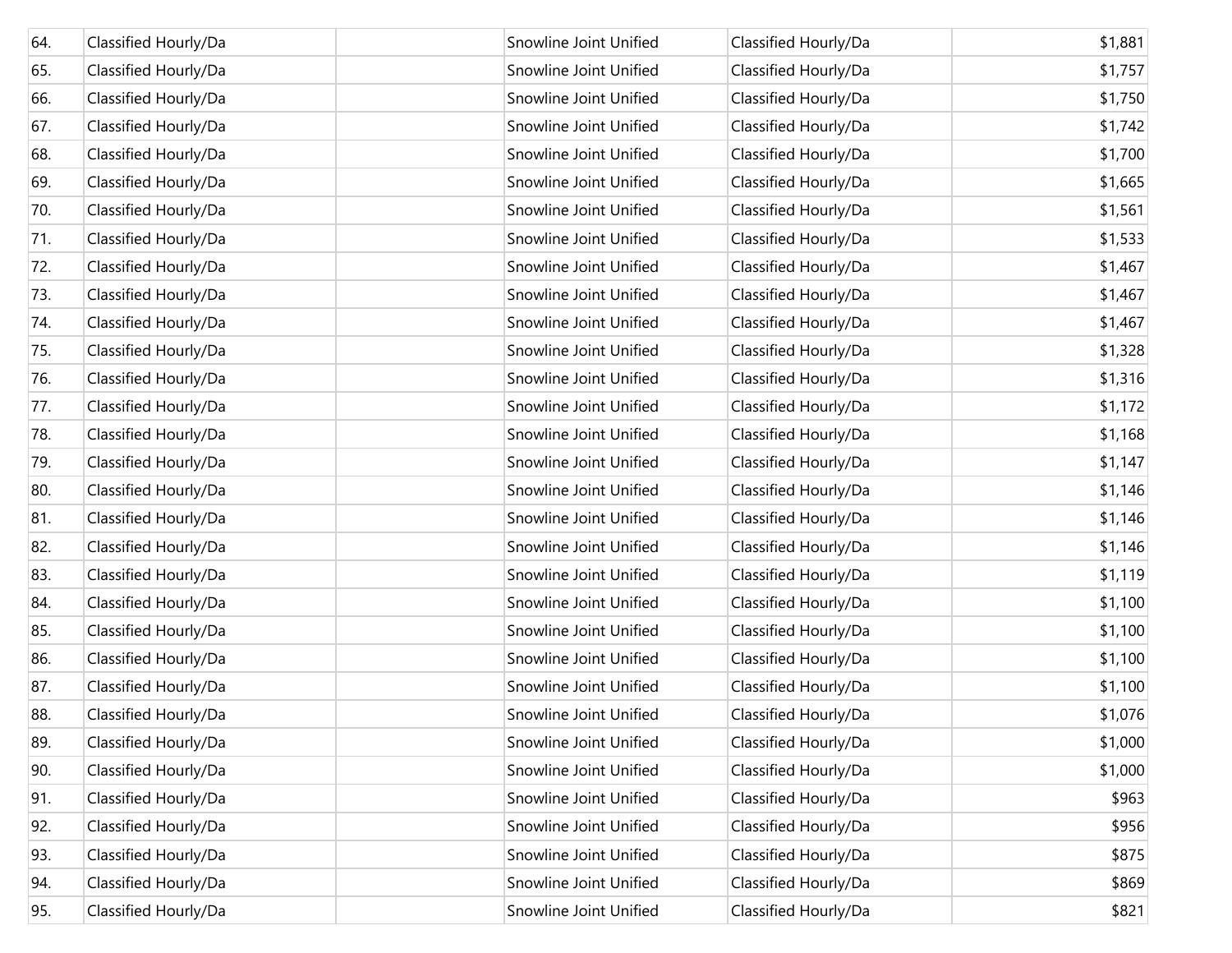| | | | | | |
|---|---|---|---|---|---|
| 64. | Classified Hourly/Da | | Snowline Joint Unified | Classified Hourly/Da | $1,881 |
| 65. | Classified Hourly/Da | | Snowline Joint Unified | Classified Hourly/Da | $1,757 |
| 66. | Classified Hourly/Da | | Snowline Joint Unified | Classified Hourly/Da | $1,750 |
| 67. | Classified Hourly/Da | | Snowline Joint Unified | Classified Hourly/Da | $1,742 |
| 68. | Classified Hourly/Da | | Snowline Joint Unified | Classified Hourly/Da | $1,700 |
| 69. | Classified Hourly/Da | | Snowline Joint Unified | Classified Hourly/Da | $1,665 |
| 70. | Classified Hourly/Da | | Snowline Joint Unified | Classified Hourly/Da | $1,561 |
| 71. | Classified Hourly/Da | | Snowline Joint Unified | Classified Hourly/Da | $1,533 |
| 72. | Classified Hourly/Da | | Snowline Joint Unified | Classified Hourly/Da | $1,467 |
| 73. | Classified Hourly/Da | | Snowline Joint Unified | Classified Hourly/Da | $1,467 |
| 74. | Classified Hourly/Da | | Snowline Joint Unified | Classified Hourly/Da | $1,467 |
| 75. | Classified Hourly/Da | | Snowline Joint Unified | Classified Hourly/Da | $1,328 |
| 76. | Classified Hourly/Da | | Snowline Joint Unified | Classified Hourly/Da | $1,316 |
| 77. | Classified Hourly/Da | | Snowline Joint Unified | Classified Hourly/Da | $1,172 |
| 78. | Classified Hourly/Da | | Snowline Joint Unified | Classified Hourly/Da | $1,168 |
| 79. | Classified Hourly/Da | | Snowline Joint Unified | Classified Hourly/Da | $1,147 |
| 80. | Classified Hourly/Da | | Snowline Joint Unified | Classified Hourly/Da | $1,146 |
| 81. | Classified Hourly/Da | | Snowline Joint Unified | Classified Hourly/Da | $1,146 |
| 82. | Classified Hourly/Da | | Snowline Joint Unified | Classified Hourly/Da | $1,146 |
| 83. | Classified Hourly/Da | | Snowline Joint Unified | Classified Hourly/Da | $1,119 |
| 84. | Classified Hourly/Da | | Snowline Joint Unified | Classified Hourly/Da | $1,100 |
| 85. | Classified Hourly/Da | | Snowline Joint Unified | Classified Hourly/Da | $1,100 |
| 86. | Classified Hourly/Da | | Snowline Joint Unified | Classified Hourly/Da | $1,100 |
| 87. | Classified Hourly/Da | | Snowline Joint Unified | Classified Hourly/Da | $1,100 |
| 88. | Classified Hourly/Da | | Snowline Joint Unified | Classified Hourly/Da | $1,076 |
| 89. | Classified Hourly/Da | | Snowline Joint Unified | Classified Hourly/Da | $1,000 |
| 90. | Classified Hourly/Da | | Snowline Joint Unified | Classified Hourly/Da | $1,000 |
| 91. | Classified Hourly/Da | | Snowline Joint Unified | Classified Hourly/Da | $963 |
| 92. | Classified Hourly/Da | | Snowline Joint Unified | Classified Hourly/Da | $956 |
| 93. | Classified Hourly/Da | | Snowline Joint Unified | Classified Hourly/Da | $875 |
| 94. | Classified Hourly/Da | | Snowline Joint Unified | Classified Hourly/Da | $869 |
| 95. | Classified Hourly/Da | | Snowline Joint Unified | Classified Hourly/Da | $821 |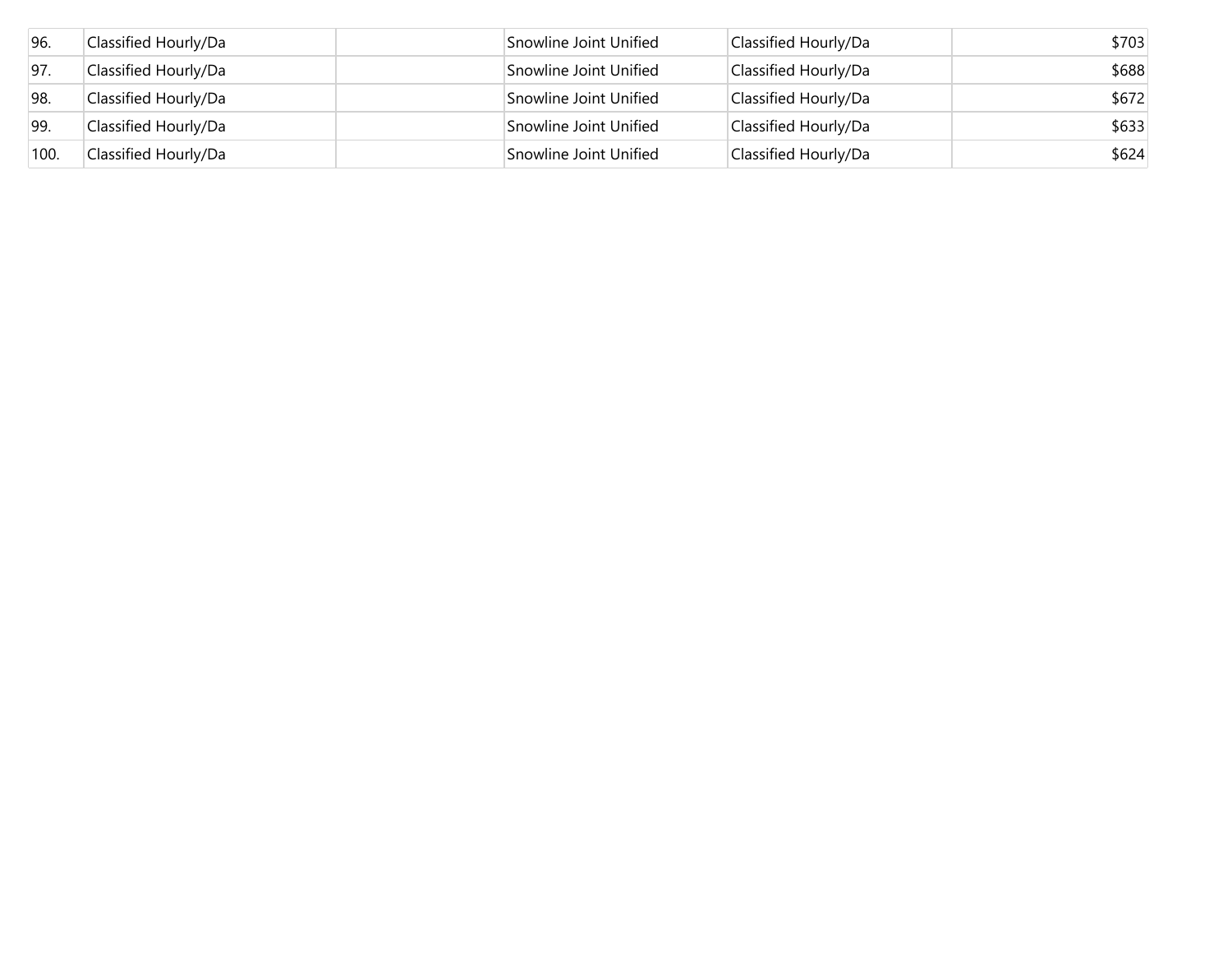| | | | | | |
|---|---|---|---|---|---|
| 96. | Classified Hourly/Da | | Snowline Joint Unified | Classified Hourly/Da | $703 |
| 97. | Classified Hourly/Da | | Snowline Joint Unified | Classified Hourly/Da | $688 |
| 98. | Classified Hourly/Da | | Snowline Joint Unified | Classified Hourly/Da | $672 |
| 99. | Classified Hourly/Da | | Snowline Joint Unified | Classified Hourly/Da | $633 |
| 100. | Classified Hourly/Da | | Snowline Joint Unified | Classified Hourly/Da | $624 |